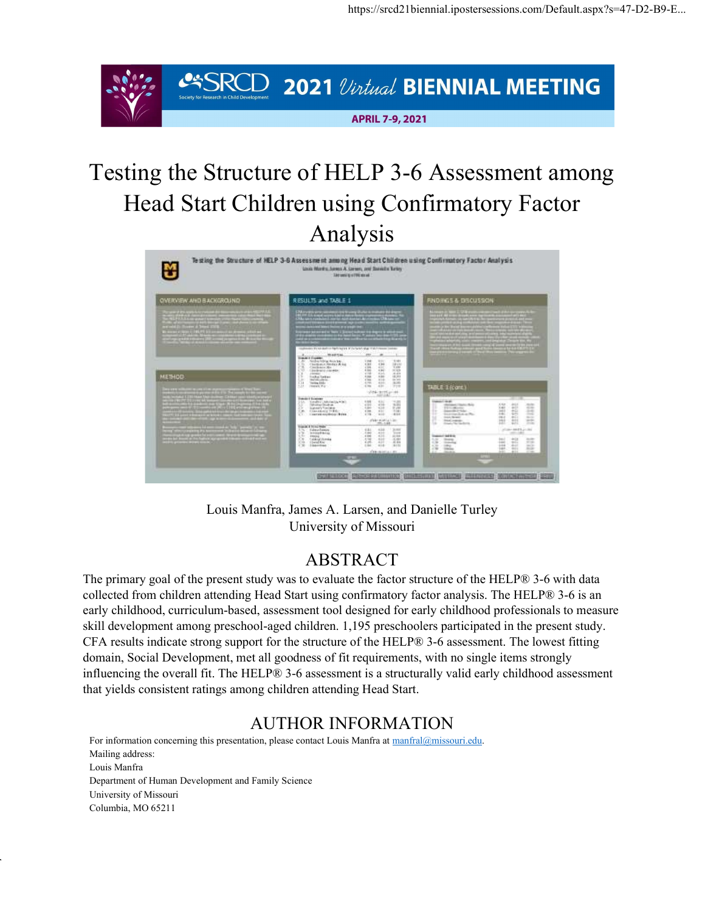# Testing the Structure of HELP 3-6 Assessment among Head Start Children using Confirmatory Factor Analysis

Louis Manfra, James A. Larsen, and Danielle Turley
University of Missouri

## ABSTRACT

The primary goal of the present study was to evaluate the factor structure of the HELP® 3-6 with data collected from children attending Head Start using confirmatory factor analysis. The HELP® 3-6 is an early childhood, curriculum-based, assessment tool designed for early childhood professionals to measure skill development among preschool-aged children. 1,195 preschoolers participated in the present study. CFA results indicate strong support for the structure of the HELP® 3-6 assessment. The lowest fitting domain, Social Development, met all goodness of fit requirements, with no single items strongly influencing the overall fit. The HELP® 3-6 assessment is a structurally valid early childhood assessment that yields consistent ratings among children attending Head Start.

## AUTHOR INFORMATION

For information concerning this presentation, please contact Louis Manfra at manfral@missouri.edu.
Mailing address:
Louis Manfra
Department of Human Development and Family Science
University of Missouri
Columbia, MO 65211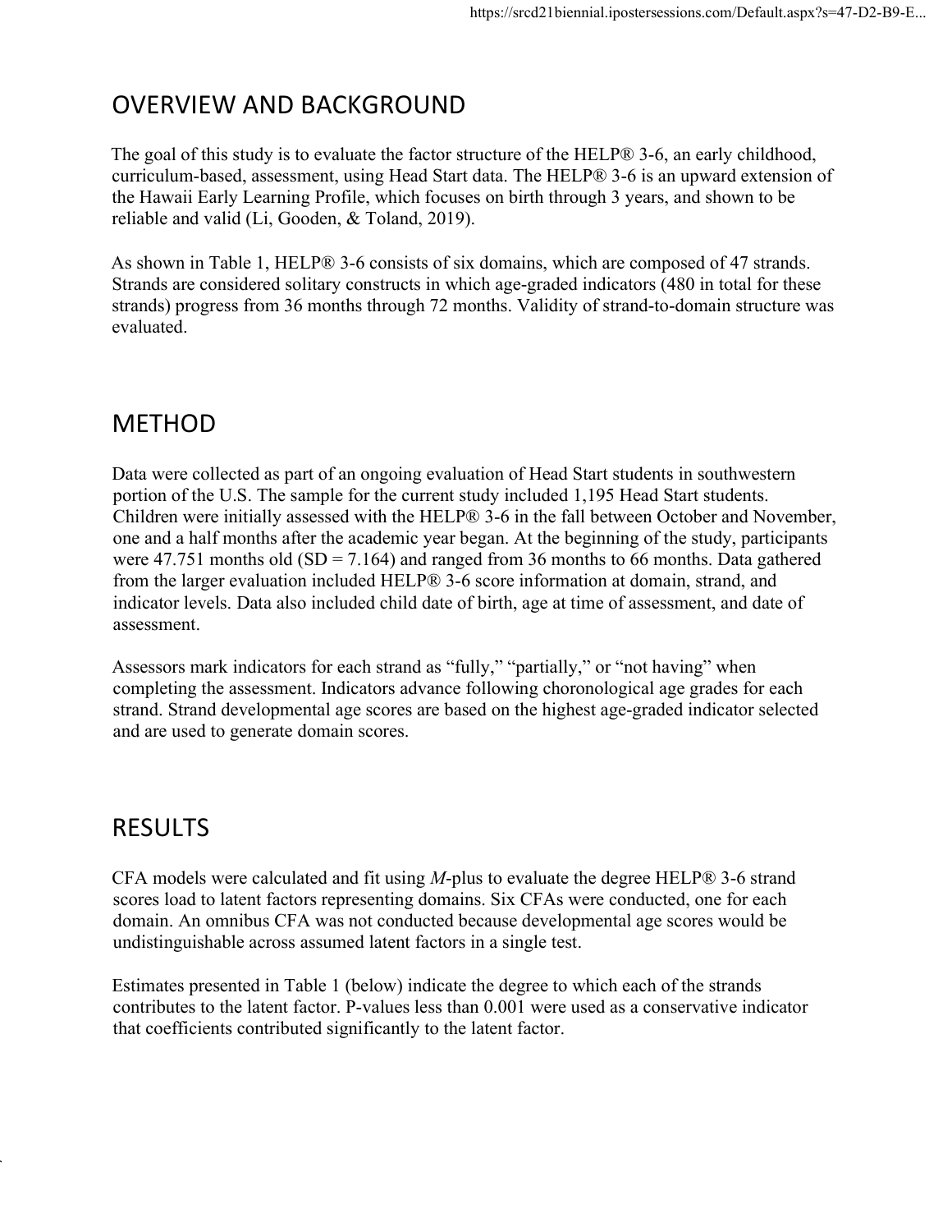## OVERVIEW AND BACKGROUND

The goal of this study is to evaluate the factor structure of the HELP® 3-6, an early childhood, curriculum-based, assessment, using Head Start data. The HELP® 3-6 is an upward extension of the Hawaii Early Learning Profile, which focuses on birth through 3 years, and shown to be reliable and valid (Li, Gooden, & Toland, 2019).

As shown in Table 1, HELP® 3-6 consists of six domains, which are composed of 47 strands. Strands are considered solitary constructs in which age-graded indicators (480 in total for these strands) progress from 36 months through 72 months. Validity of strand-to-domain structure was evaluated.

## METHOD

Data were collected as part of an ongoing evaluation of Head Start students in southwestern portion of the U.S. The sample for the current study included 1,195 Head Start students. Children were initially assessed with the HELP® 3-6 in the fall between October and November, one and a half months after the academic year began. At the beginning of the study, participants were 47.751 months old (SD = 7.164) and ranged from 36 months to 66 months. Data gathered from the larger evaluation included HELP® 3-6 score information at domain, strand, and indicator levels. Data also included child date of birth, age at time of assessment, and date of assessment.

Assessors mark indicators for each strand as "fully," "partially," or "not having" when completing the assessment. Indicators advance following choronological age grades for each strand. Strand developmental age scores are based on the highest age-graded indicator selected and are used to generate domain scores.

## RESULTS

CFA models were calculated and fit using *M*-plus to evaluate the degree HELP® 3-6 strand scores load to latent factors representing domains. Six CFAs were conducted, one for each domain. An omnibus CFA was not conducted because developmental age scores would be undistinguishable across assumed latent factors in a single test.

Estimates presented in Table 1 (below) indicate the degree to which each of the strands contributes to the latent factor. P-values less than 0.001 were used as a conservative indicator that coefficients contributed significantly to the latent factor.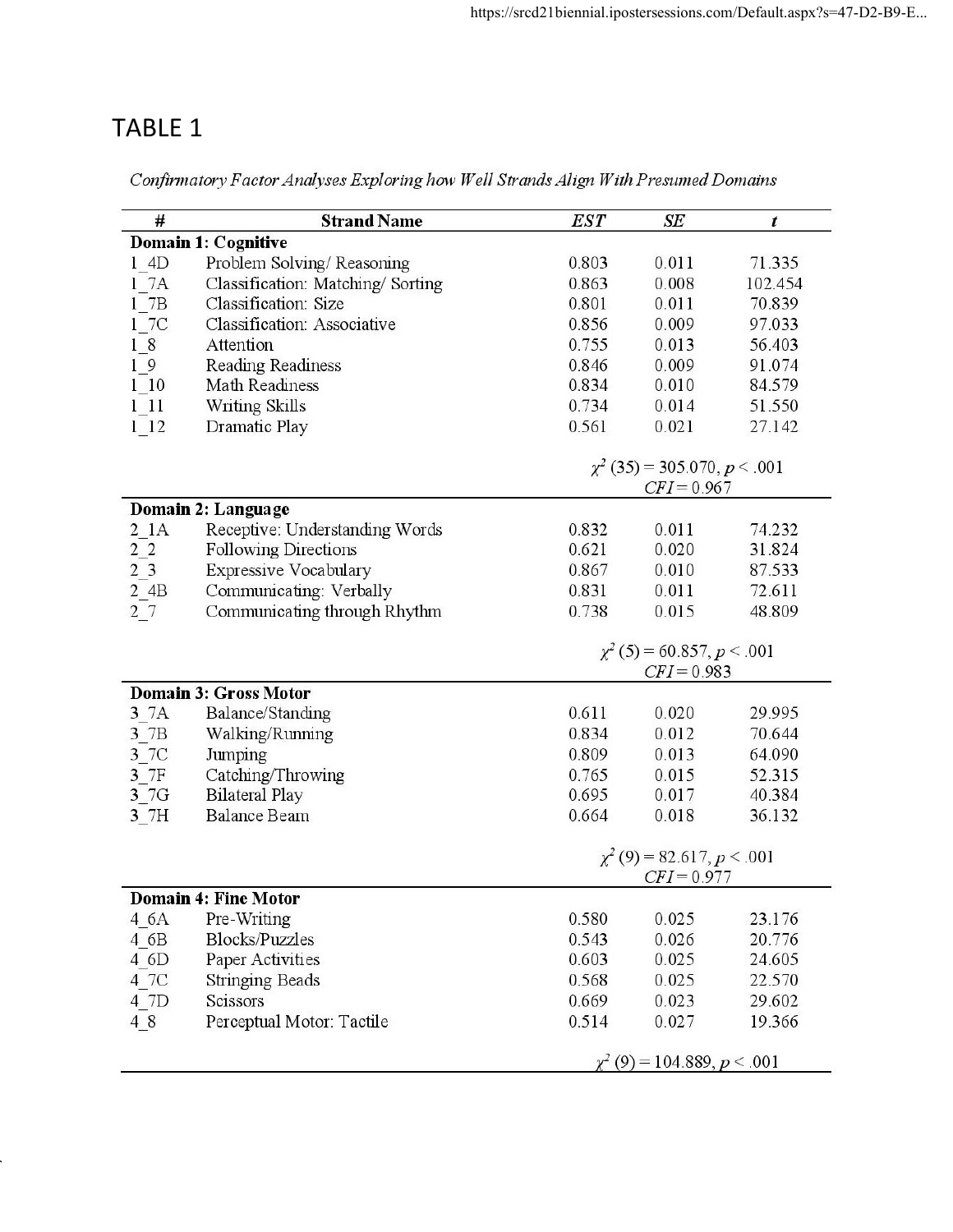# TABLE 1

*Confirmatory Factor Analyses Exploring how Well Strands Align With Presumed Domains*

| # | Strand Name | *EST* | *SE* | *t* |
|---|---|---|---|---|
| **Domain 1: Cognitive** | | | | |
| 1_4D | Problem Solving/ Reasoning | 0.803 | 0.011 | 71.335 |
| 1_7A | Classification: Matching/ Sorting | 0.863 | 0.008 | 102.454 |
| 1_7B | Classification: Size | 0.801 | 0.011 | 70.839 |
| 1_7C | Classification: Associative | 0.856 | 0.009 | 97.033 |
| 1_8 | Attention | 0.755 | 0.013 | 56.403 |
| 1_9 | Reading Readiness | 0.846 | 0.009 | 91.074 |
| 1_10 | Math Readiness | 0.834 | 0.010 | 84.579 |
| 1_11 | Writing Skills | 0.734 | 0.014 | 51.550 |
| 1_12 | Dramatic Play | 0.561 | 0.021 | 27.142 |
| | | $\chi^2$ (35) = 305.070, $p < .001$ *CFI* = 0.967 | | |
| **Domain 2: Language** | | | | |
| 2_1A | Receptive: Understanding Words | 0.832 | 0.011 | 74.232 |
| 2_2 | Following Directions | 0.621 | 0.020 | 31.824 |
| 2_3 | Expressive Vocabulary | 0.867 | 0.010 | 87.533 |
| 2_4B | Communicating: Verbally | 0.831 | 0.011 | 72.611 |
| 2_7 | Communicating through Rhythm | 0.738 | 0.015 | 48.809 |
| | | $\chi^2$ (5) = 60.857, $p < .001$ *CFI* = 0.983 | | |
| **Domain 3: Gross Motor** | | | | |
| 3_7A | Balance/Standing | 0.611 | 0.020 | 29.995 |
| 3_7B | Walking/Running | 0.834 | 0.012 | 70.644 |
| 3_7C | Jumping | 0.809 | 0.013 | 64.090 |
| 3_7F | Catching/Throwing | 0.765 | 0.015 | 52.315 |
| 3_7G | Bilateral Play | 0.695 | 0.017 | 40.384 |
| 3_7H | Balance Beam | 0.664 | 0.018 | 36.132 |
| | | $\chi^2$ (9) = 82.617, $p < .001$ *CFI* = 0.977 | | |
| **Domain 4: Fine Motor** | | | | |
| 4_6A | Pre-Writing | 0.580 | 0.025 | 23.176 |
| 4_6B | Blocks/Puzzles | 0.543 | 0.026 | 20.776 |
| 4_6D | Paper Activities | 0.603 | 0.025 | 24.605 |
| 4_7C | Stringing Beads | 0.568 | 0.025 | 22.570 |
| 4_7D | Scissors | 0.669 | 0.023 | 29.602 |
| 4_8 | Perceptual Motor: Tactile | 0.514 | 0.027 | 19.366 |
| | | $\chi^2$ (9) = 104.889, $p < .001$ | | |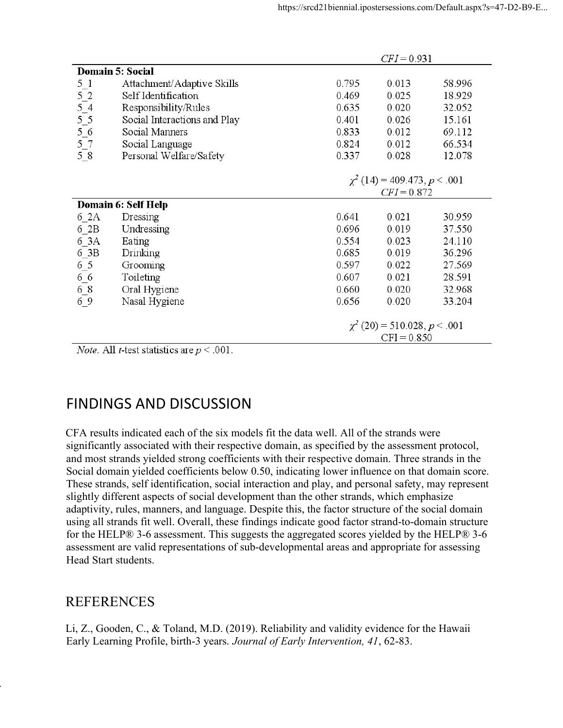| | | | | |
|---|---|---|---|---|
| | | | $CFI = 0.931$ | |
| **Domain 5: Social** | | | | |
| 5_1 | Attachment/Adaptive Skills | 0.795 | 0.013 | 58.996 |
| 5_2 | Self Identification | 0.469 | 0.025 | 18.929 |
| 5_4 | Responsibility/Rules | 0.635 | 0.020 | 32.052 |
| 5_5 | Social Interactions and Play | 0.401 | 0.026 | 15.161 |
| 5_6 | Social Manners | 0.833 | 0.012 | 69.112 |
| 5_7 | Social Language | 0.824 | 0.012 | 66.534 |
| 5_8 | Personal Welfare/Safety | 0.337 | 0.028 | 12.078 |
| | | | $\chi^2$ (14) = 409.473, $p < .001$ $CFI = 0.872$ | |
| **Domain 6: Self Help** | | | | |
| 6_2A | Dressing | 0.641 | 0.021 | 30.959 |
| 6_2B | Undressing | 0.696 | 0.019 | 37.550 |
| 6_3A | Eating | 0.554 | 0.023 | 24.110 |
| 6_3B | Drinking | 0.685 | 0.019 | 36.296 |
| 6_5 | Grooming | 0.597 | 0.022 | 27.569 |
| 6_6 | Toileting | 0.607 | 0.021 | 28.591 |
| 6_8 | Oral Hygiene | 0.660 | 0.020 | 32.968 |
| 6_9 | Nasal Hygiene | 0.656 | 0.020 | 33.204 |
| | | | $\chi^2$ (20) = 510.028, $p < .001$ CFI = 0.850 | |

*Note.* All *t*-test statistics are $p < .001$.

## FINDINGS AND DISCUSSION

CFA results indicated each of the six models fit the data well. All of the strands were significantly associated with their respective domain, as specified by the assessment protocol, and most strands yielded strong coefficients with their respective domain. Three strands in the Social domain yielded coefficients below 0.50, indicating lower influence on that domain score. These strands, self identification, social interaction and play, and personal safety, may represent slightly different aspects of social development than the other strands, which emphasize adaptivity, rules, manners, and language. Despite this, the factor structure of the social domain using all strands fit well. Overall, these findings indicate good factor strand-to-domain structure for the HELP® 3-6 assessment. This suggests the aggregated scores yielded by the HELP® 3-6 assessment are valid representations of sub-developmental areas and appropriate for assessing Head Start students.

## REFERENCES

Li, Z., Gooden, C., & Toland, M.D. (2019). Reliability and validity evidence for the Hawaii Early Learning Profile, birth-3 years. *Journal of Early Intervention, 41*, 62-83.